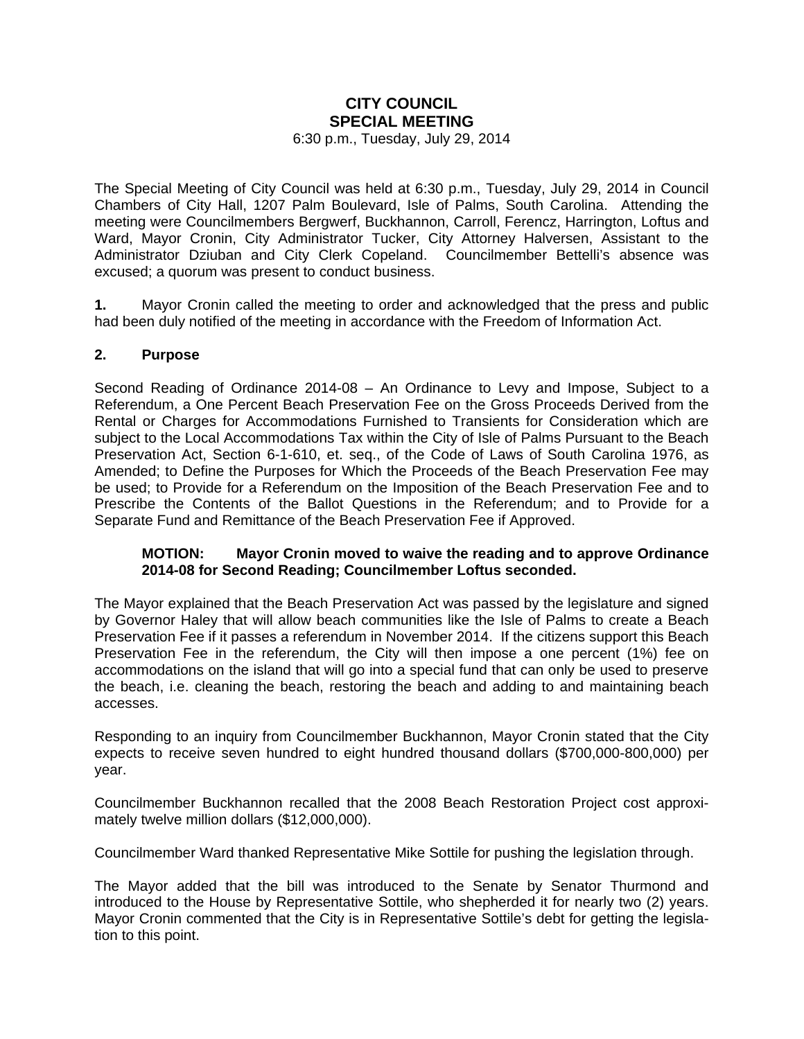# CITY COUNCIL
# SPECIAL MEETING

6:30 p.m., Tuesday, July 29, 2014

The Special Meeting of City Council was held at 6:30 p.m., Tuesday, July 29, 2014 in Council Chambers of City Hall, 1207 Palm Boulevard, Isle of Palms, South Carolina. Attending the meeting were Councilmembers Bergwerf, Buckhannon, Carroll, Ferencz, Harrington, Loftus and Ward, Mayor Cronin, City Administrator Tucker, City Attorney Halversen, Assistant to the Administrator Dziuban and City Clerk Copeland. Councilmember Bettelli's absence was excused; a quorum was present to conduct business.

**1.** Mayor Cronin called the meeting to order and acknowledged that the press and public had been duly notified of the meeting in accordance with the Freedom of Information Act.

**2. Purpose**

Second Reading of Ordinance 2014-08 – An Ordinance to Levy and Impose, Subject to a Referendum, a One Percent Beach Preservation Fee on the Gross Proceeds Derived from the Rental or Charges for Accommodations Furnished to Transients for Consideration which are subject to the Local Accommodations Tax within the City of Isle of Palms Pursuant to the Beach Preservation Act, Section 6-1-610, et. seq., of the Code of Laws of South Carolina 1976, as Amended; to Define the Purposes for Which the Proceeds of the Beach Preservation Fee may be used; to Provide for a Referendum on the Imposition of the Beach Preservation Fee and to Prescribe the Contents of the Ballot Questions in the Referendum; and to Provide for a Separate Fund and Remittance of the Beach Preservation Fee if Approved.

> **MOTION: Mayor Cronin moved to waive the reading and to approve Ordinance 2014-08 for Second Reading; Councilmember Loftus seconded.**

The Mayor explained that the Beach Preservation Act was passed by the legislature and signed by Governor Haley that will allow beach communities like the Isle of Palms to create a Beach Preservation Fee if it passes a referendum in November 2014. If the citizens support this Beach Preservation Fee in the referendum, the City will then impose a one percent (1%) fee on accommodations on the island that will go into a special fund that can only be used to preserve the beach, i.e. cleaning the beach, restoring the beach and adding to and maintaining beach accesses.

Responding to an inquiry from Councilmember Buckhannon, Mayor Cronin stated that the City expects to receive seven hundred to eight hundred thousand dollars ($700,000-800,000) per year.

Councilmember Buckhannon recalled that the 2008 Beach Restoration Project cost approximately twelve million dollars ($12,000,000).

Councilmember Ward thanked Representative Mike Sottile for pushing the legislation through.

The Mayor added that the bill was introduced to the Senate by Senator Thurmond and introduced to the House by Representative Sottile, who shepherded it for nearly two (2) years. Mayor Cronin commented that the City is in Representative Sottile's debt for getting the legislation to this point.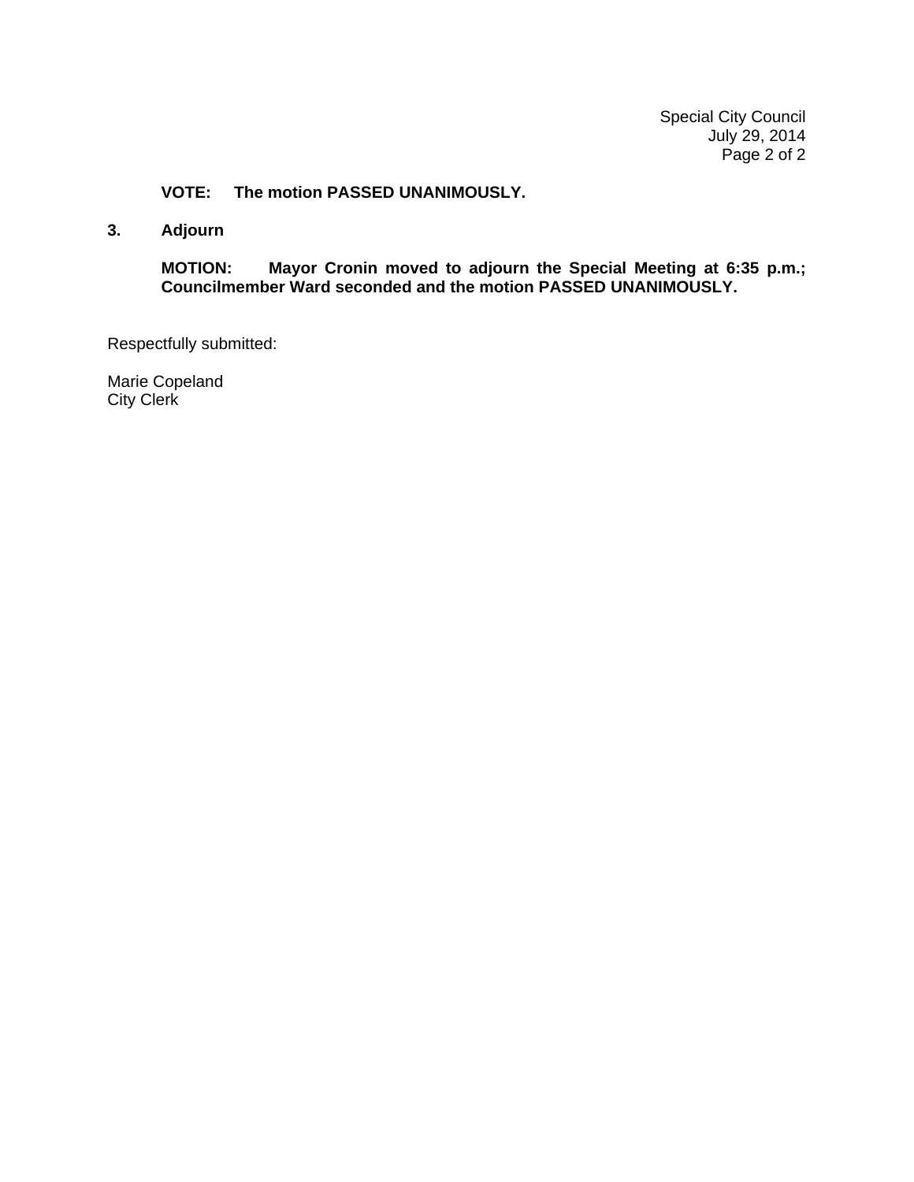**VOTE: The motion PASSED UNANIMOUSLY.**

**3. Adjourn**

**MOTION: Mayor Cronin moved to adjourn the Special Meeting at 6:35 p.m.; Councilmember Ward seconded and the motion PASSED UNANIMOUSLY.**

Respectfully submitted:

Marie Copeland
City Clerk